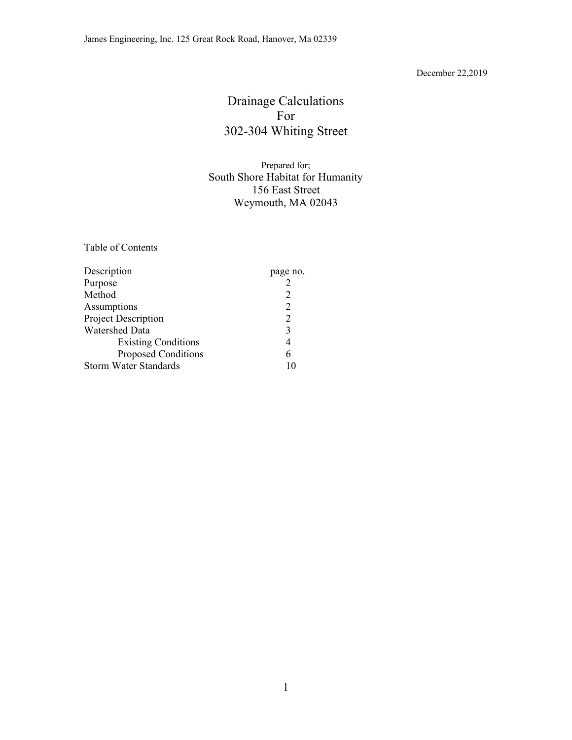James Engineering, Inc. 125 Great Rock Road, Hanover, Ma 02339

December 22,2019

# Drainage Calculations
# For
# 302-304 Whiting Street

Prepared for;
South Shore Habitat for Humanity
156 East Street
Weymouth, MA 02043

Table of Contents

| Description | page no. |
|---|---|
| Purpose | 2 |
| Method | 2 |
| Assumptions | 2 |
| Project Description | 2 |
| Watershed Data | 3 |
| Existing Conditions | 4 |
| Proposed Conditions | 6 |
| Storm Water Standards | 10 |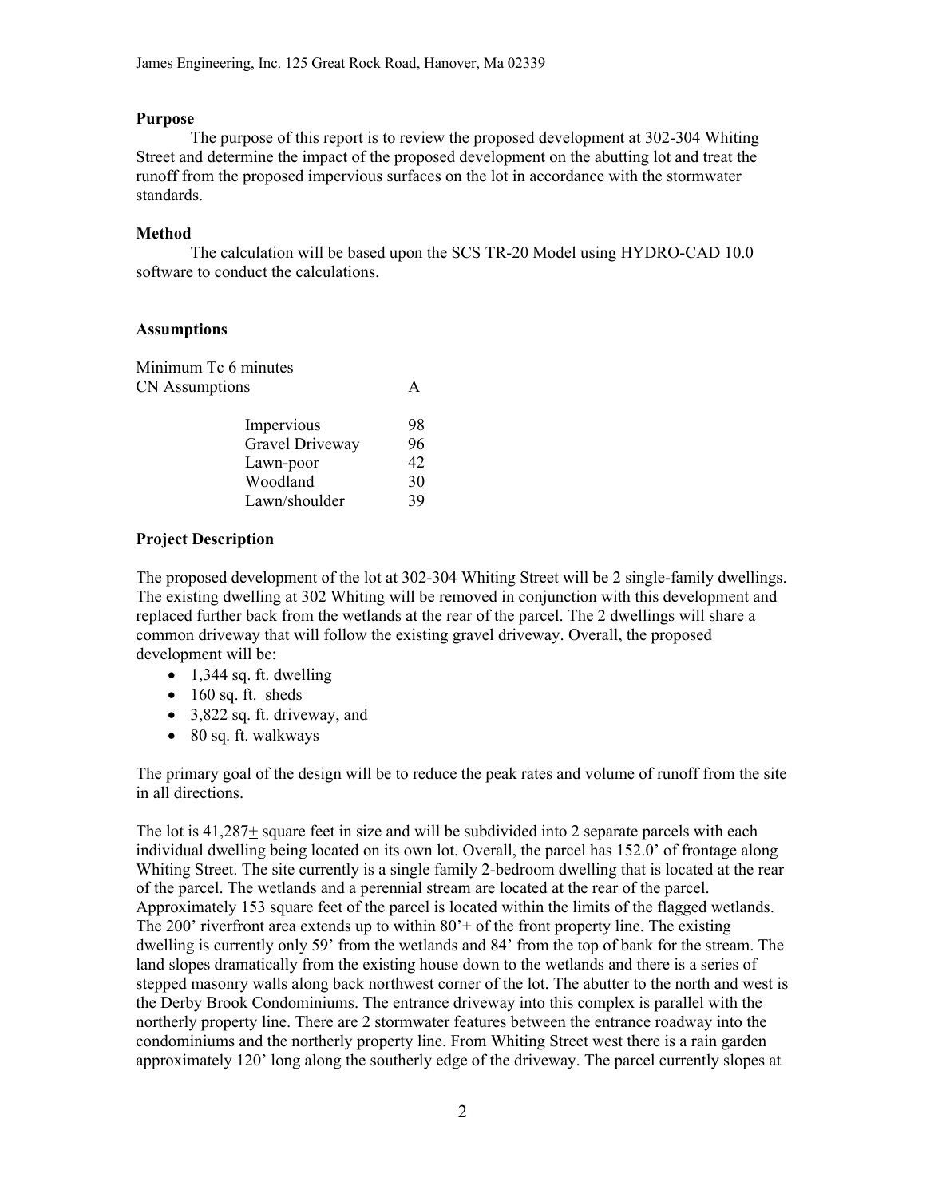**Purpose**

The purpose of this report is to review the proposed development at 302-304 Whiting Street and determine the impact of the proposed development on the abutting lot and treat the runoff from the proposed impervious surfaces on the lot in accordance with the stormwater standards.

**Method**

The calculation will be based upon the SCS TR-20 Model using HYDRO-CAD 10.0 software to conduct the calculations.

**Assumptions**

Minimum Tc 6 minutes

| CN Assumptions | A |
|---|---|
| Impervious | 98 |
| Gravel Driveway | 96 |
| Lawn-poor | 42 |
| Woodland | 30 |
| Lawn/shoulder | 39 |

**Project Description**

The proposed development of the lot at 302-304 Whiting Street will be 2 single-family dwellings. The existing dwelling at 302 Whiting will be removed in conjunction with this development and replaced further back from the wetlands at the rear of the parcel. The 2 dwellings will share a common driveway that will follow the existing gravel driveway. Overall, the proposed development will be:

- 1,344 sq. ft. dwelling
- 160 sq. ft. sheds
- 3,822 sq. ft. driveway, and
- 80 sq. ft. walkways

The primary goal of the design will be to reduce the peak rates and volume of runoff from the site in all directions.

The lot is 41,287± square feet in size and will be subdivided into 2 separate parcels with each individual dwelling being located on its own lot. Overall, the parcel has 152.0' of frontage along Whiting Street. The site currently is a single family 2-bedroom dwelling that is located at the rear of the parcel. The wetlands and a perennial stream are located at the rear of the parcel. Approximately 153 square feet of the parcel is located within the limits of the flagged wetlands. The 200' riverfront area extends up to within 80'+ of the front property line. The existing dwelling is currently only 59' from the wetlands and 84' from the top of bank for the stream. The land slopes dramatically from the existing house down to the wetlands and there is a series of stepped masonry walls along back northwest corner of the lot. The abutter to the north and west is the Derby Brook Condominiums. The entrance driveway into this complex is parallel with the northerly property line. There are 2 stormwater features between the entrance roadway into the condominiums and the northerly property line. From Whiting Street west there is a rain garden approximately 120' long along the southerly edge of the driveway. The parcel currently slopes at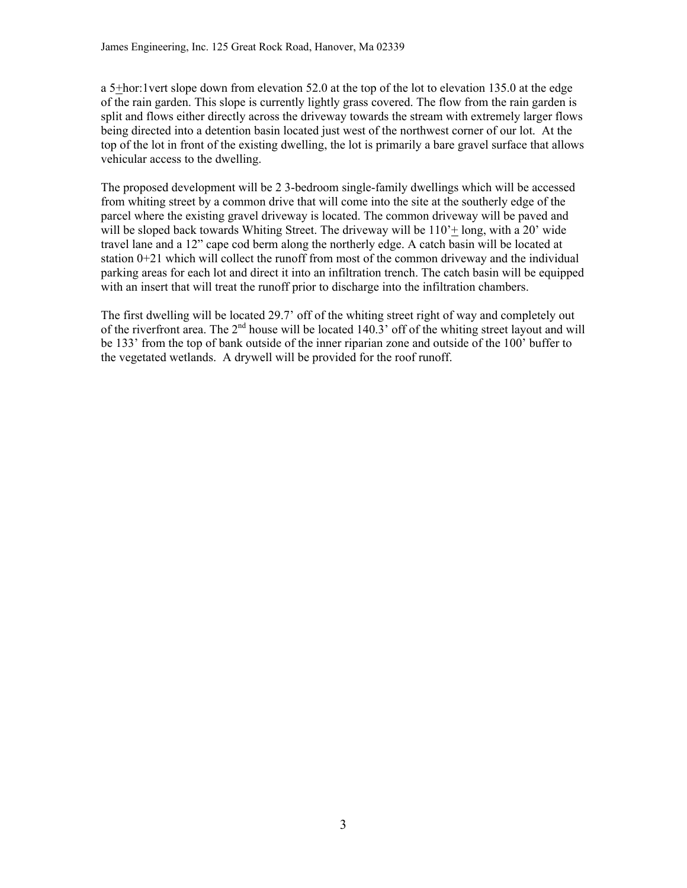a 5±hor:1vert slope down from elevation 52.0 at the top of the lot to elevation 135.0 at the edge of the rain garden. This slope is currently lightly grass covered. The flow from the rain garden is split and flows either directly across the driveway towards the stream with extremely larger flows being directed into a detention basin located just west of the northwest corner of our lot. At the top of the lot in front of the existing dwelling, the lot is primarily a bare gravel surface that allows vehicular access to the dwelling.

The proposed development will be 2 3-bedroom single-family dwellings which will be accessed from whiting street by a common drive that will come into the site at the southerly edge of the parcel where the existing gravel driveway is located. The common driveway will be paved and will be sloped back towards Whiting Street. The driveway will be 110'± long, with a 20' wide travel lane and a 12" cape cod berm along the northerly edge. A catch basin will be located at station 0+21 which will collect the runoff from most of the common driveway and the individual parking areas for each lot and direct it into an infiltration trench. The catch basin will be equipped with an insert that will treat the runoff prior to discharge into the infiltration chambers.

The first dwelling will be located 29.7' off of the whiting street right of way and completely out of the riverfront area. The 2nd house will be located 140.3' off of the whiting street layout and will be 133' from the top of bank outside of the inner riparian zone and outside of the 100' buffer to the vegetated wetlands. A drywell will be provided for the roof runoff.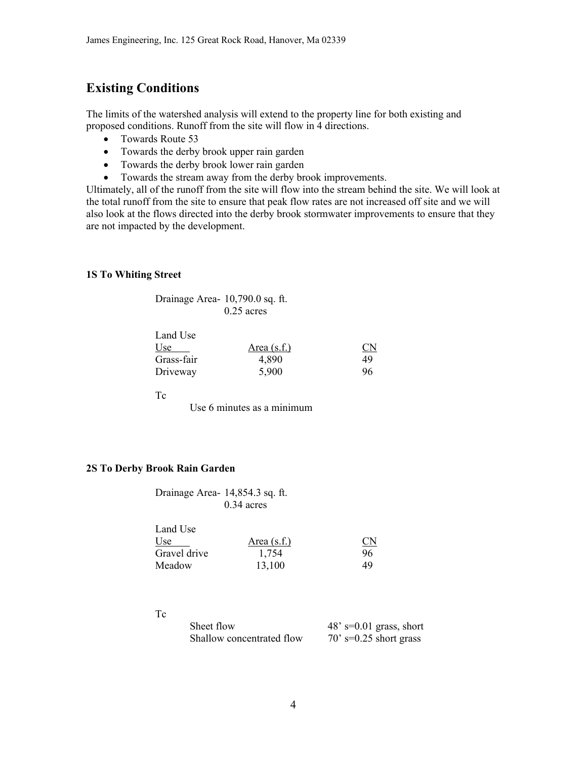## Existing Conditions

The limits of the watershed analysis will extend to the property line for both existing and proposed conditions. Runoff from the site will flow in 4 directions.

- Towards Route 53
- Towards the derby brook upper rain garden
- Towards the derby brook lower rain garden
- Towards the stream away from the derby brook improvements.

Ultimately, all of the runoff from the site will flow into the stream behind the site. We will look at the total runoff from the site to ensure that peak flow rates are not increased off site and we will also look at the flows directed into the derby brook stormwater improvements to ensure that they are not impacted by the development.

**1S To Whiting Street**

Drainage Area- 10,790.0 sq. ft.
0.25 acres

Land Use

| Use | Area (s.f.) | CN |
|---|---|---|
| Grass-fair | 4,890 | 49 |
| Driveway | 5,900 | 96 |

Tc

Use 6 minutes as a minimum

**2S To Derby Brook Rain Garden**

Drainage Area- 14,854.3 sq. ft.
0.34 acres

Land Use

| Use | Area (s.f.) | CN |
|---|---|---|
| Gravel drive | 1,754 | 96 |
| Meadow | 13,100 | 49 |

Tc

| | |
|---|---|
| Sheet flow | 48' s=0.01 grass, short |
| Shallow concentrated flow | 70' s=0.25 short grass |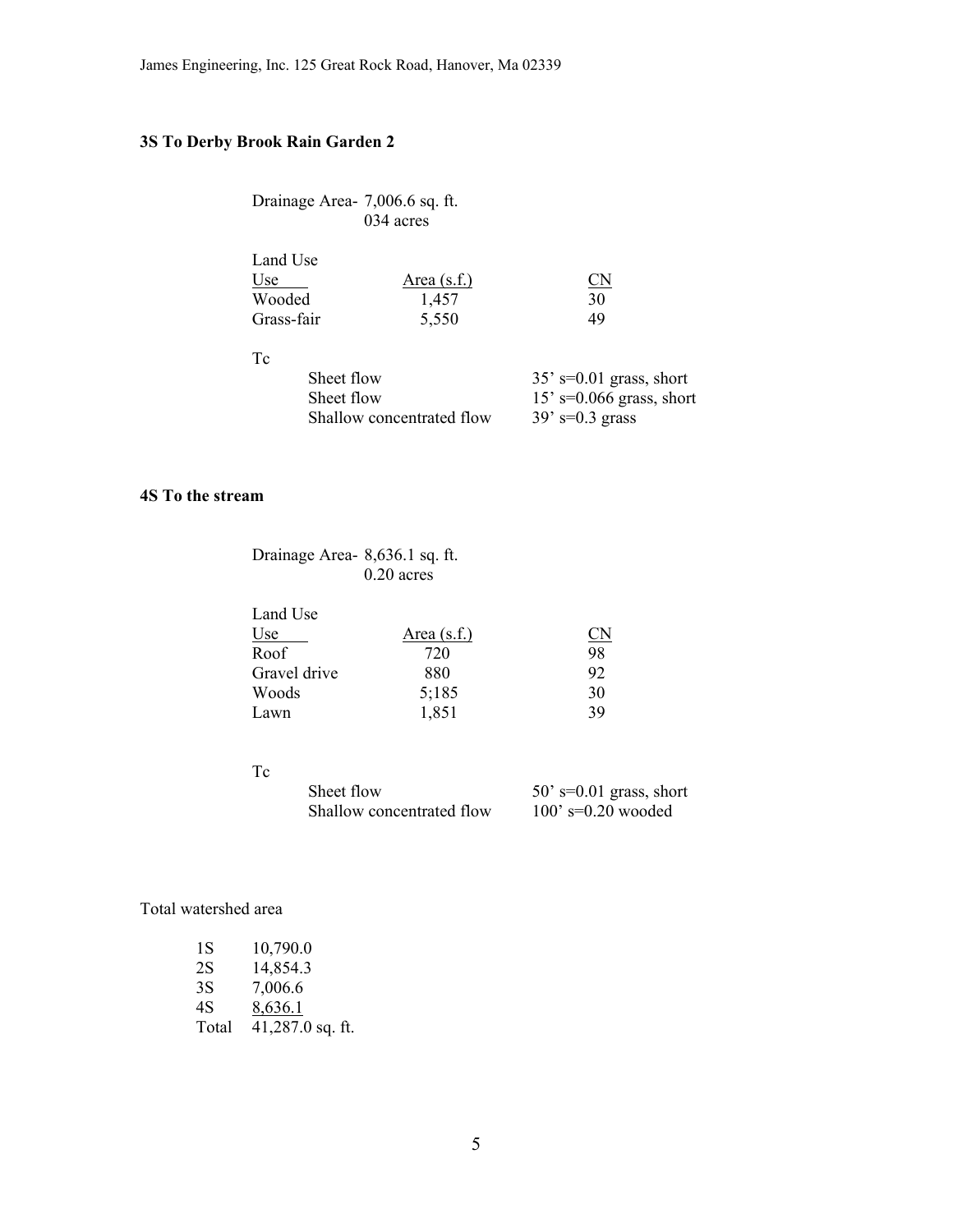### 3S To Derby Brook Rain Garden 2

Drainage Area- 7,006.6 sq. ft.
034 acres

Land Use

| Use | Area (s.f.) | CN |
|---|---|---|
| Wooded | 1,457 | 30 |
| Grass-fair | 5,550 | 49 |

Tc

| | |
|---|---|
| Sheet flow | 35' s=0.01 grass, short |
| Sheet flow | 15' s=0.066 grass, short |
| Shallow concentrated flow | 39' s=0.3 grass |

### 4S To the stream

Drainage Area- 8,636.1 sq. ft.
0.20 acres

Land Use

| Use | Area (s.f.) | CN |
|---|---|---|
| Roof | 720 | 98 |
| Gravel drive | 880 | 92 |
| Woods | 5;185 | 30 |
| Lawn | 1,851 | 39 |

Tc

| | |
|---|---|
| Sheet flow | 50' s=0.01 grass, short |
| Shallow concentrated flow | 100' s=0.20 wooded |

Total watershed area

| | |
|---|---|
| 1S | 10,790.0 |
| 2S | 14,854.3 |
| 3S | 7,006.6 |
| 4S | 8,636.1 |
| Total | 41,287.0 sq. ft. |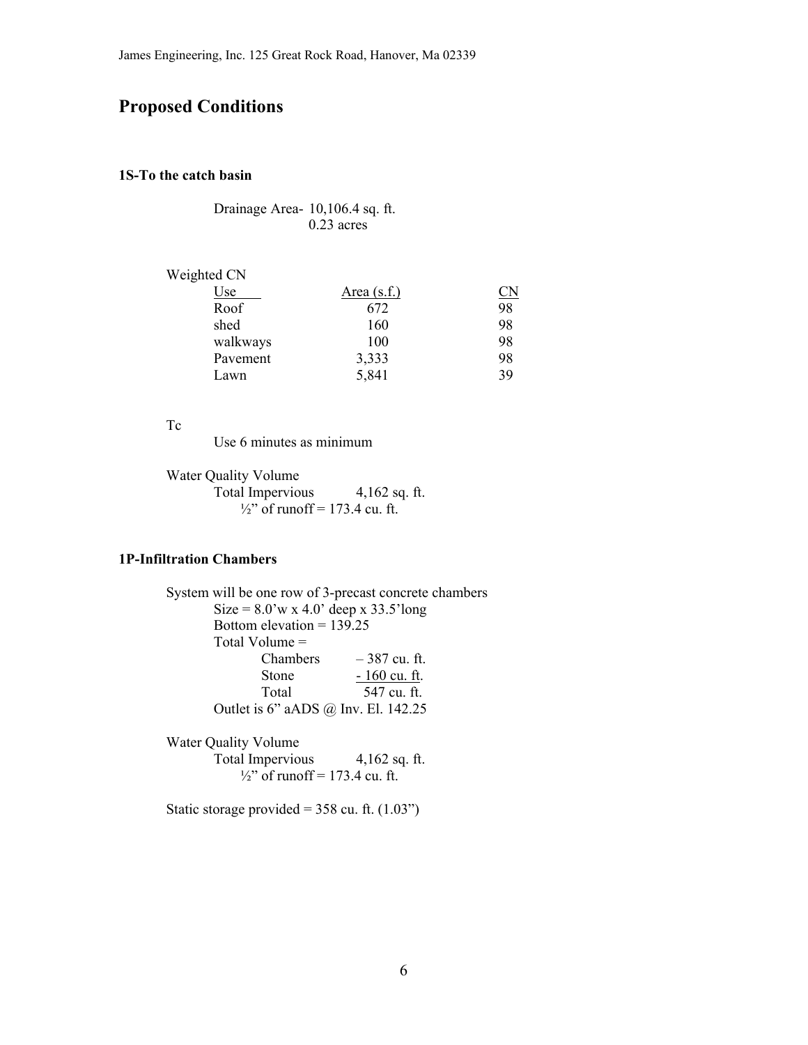# Proposed Conditions

### 1S-To the catch basin

Drainage Area- 10,106.4 sq. ft.
0.23 acres

Weighted CN

| Use | Area (s.f.) | CN |
|---|---|---|
| Roof | 672 | 98 |
| shed | 160 | 98 |
| walkways | 100 | 98 |
| Pavement | 3,333 | 98 |
| Lawn | 5,841 | 39 |

Tc

Use 6 minutes as minimum

Water Quality Volume

Total Impervious 4,162 sq. ft.

½" of runoff = 173.4 cu. ft.

### 1P-Infiltration Chambers

System will be one row of 3-precast concrete chambers

Size = 8.0'w x 4.0' deep x 33.5'long

Bottom elevation = 139.25

Total Volume =

| | |
|---|---|
| Chambers | – 387 cu. ft. |
| Stone | - 160 cu. ft. |
| Total | 547 cu. ft. |

Outlet is 6" aADS @ Inv. El. 142.25

Water Quality Volume

Total Impervious 4,162 sq. ft.

½" of runoff = 173.4 cu. ft.

Static storage provided = 358 cu. ft. (1.03")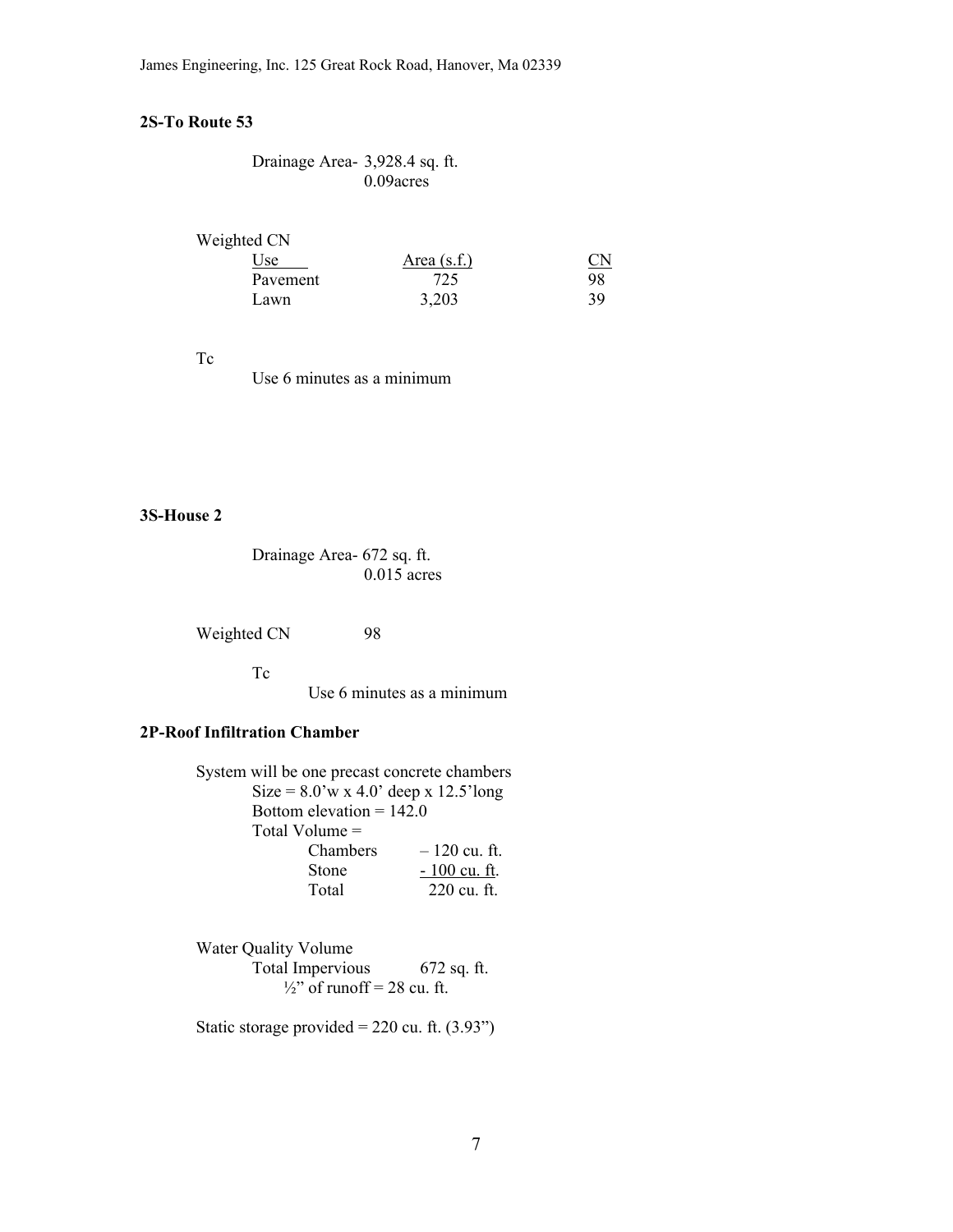## 2S-To Route 53

Drainage Area- 3,928.4 sq. ft.
0.09acres

Weighted CN

| Use | Area (s.f.) | CN |
|---|---|---|
| Pavement | 725 | 98 |
| Lawn | 3,203 | 39 |

Tc

Use 6 minutes as a minimum

## 3S-House 2

Drainage Area- 672 sq. ft.
0.015 acres

Weighted CN 98

Tc

Use 6 minutes as a minimum

## 2P-Roof Infiltration Chamber

System will be one precast concrete chambers

Size = 8.0'w x 4.0' deep x 12.5'long

Bottom elevation = 142.0

Total Volume =

| | |
|---|---|
| Chambers | – 120 cu. ft. |
| Stone | - 100 cu. ft. |
| Total | 220 cu. ft. |

Water Quality Volume

Total Impervious 672 sq. ft.

½" of runoff = 28 cu. ft.

Static storage provided = 220 cu. ft. (3.93")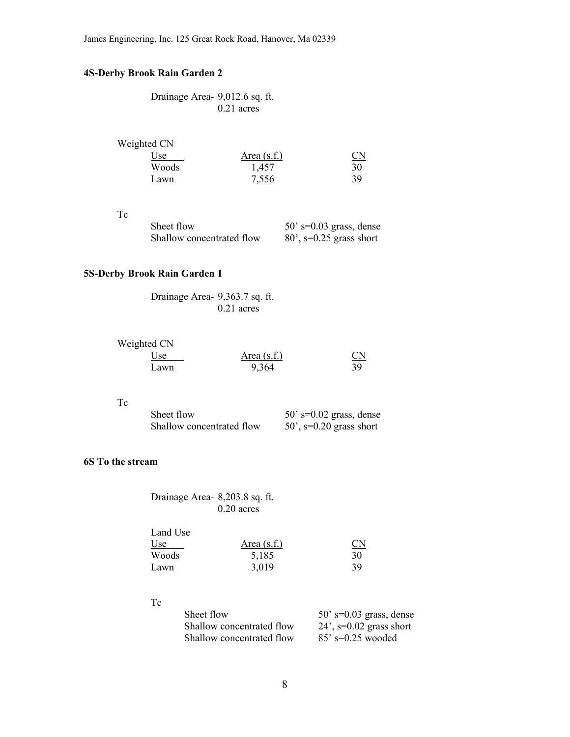## 4S-Derby Brook Rain Garden 2

Drainage Area- 9,012.6 sq. ft.
0.21 acres

Weighted CN

| Use | Area (s.f.) | CN |
|---|---|---|
| Woods | 1,457 | 30 |
| Lawn | 7,556 | 39 |

Tc

| | |
|---|---|
| Sheet flow | 50' s=0.03 grass, dense |
| Shallow concentrated flow | 80', s=0.25 grass short |

## 5S-Derby Brook Rain Garden 1

Drainage Area- 9,363.7 sq. ft.
0.21 acres

Weighted CN

| Use | Area (s.f.) | CN |
|---|---|---|
| Lawn | 9,364 | 39 |

Tc

| | |
|---|---|
| Sheet flow | 50' s=0.02 grass, dense |
| Shallow concentrated flow | 50', s=0.20 grass short |

## 6S To the stream

Drainage Area- 8,203.8 sq. ft.
0.20 acres

Land Use

| Use | Area (s.f.) | CN |
|---|---|---|
| Woods | 5,185 | 30 |
| Lawn | 3,019 | 39 |

Tc

| | |
|---|---|
| Sheet flow | 50' s=0.03 grass, dense |
| Shallow concentrated flow | 24', s=0.02 grass short |
| Shallow concentrated flow | 85' s=0.25 wooded |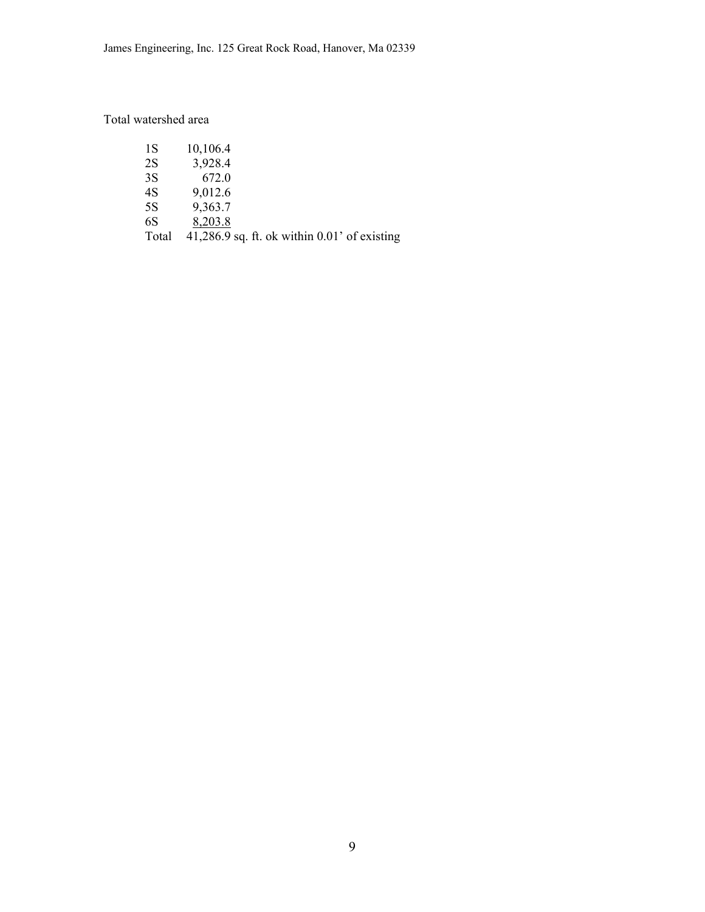Total watershed area

| | |
|---|---|
| 1S | 10,106.4 |
| 2S | 3,928.4 |
| 3S | 672.0 |
| 4S | 9,012.6 |
| 5S | 9,363.7 |
| 6S | 8,203.8 |
| Total | 41,286.9 sq. ft. ok within 0.01’ of existing |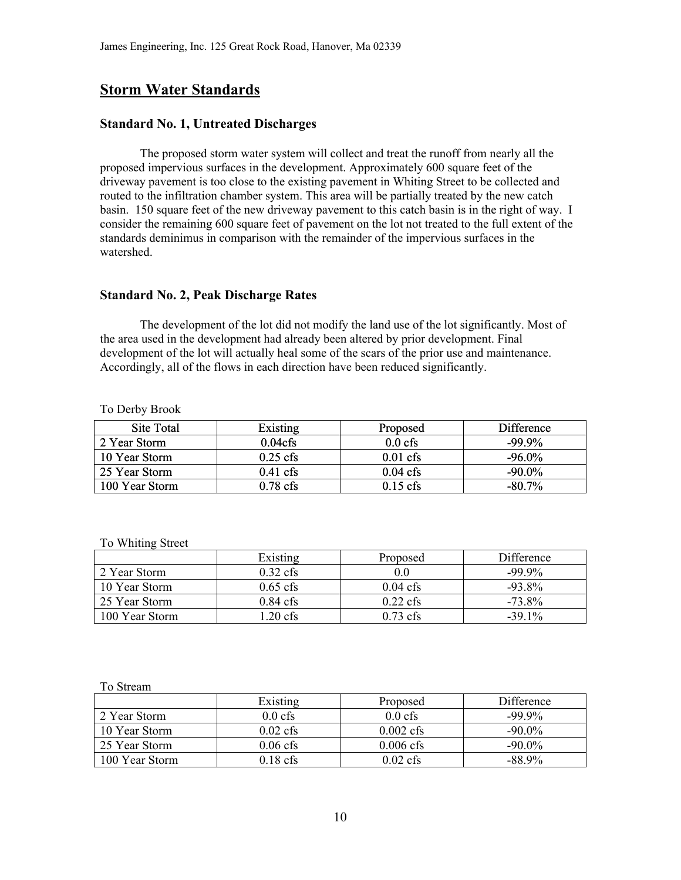## Storm Water Standards

### Standard No. 1, Untreated Discharges

The proposed storm water system will collect and treat the runoff from nearly all the proposed impervious surfaces in the development. Approximately 600 square feet of the driveway pavement is too close to the existing pavement in Whiting Street to be collected and routed to the infiltration chamber system. This area will be partially treated by the new catch basin. 150 square feet of the new driveway pavement to this catch basin is in the right of way. I consider the remaining 600 square feet of pavement on the lot not treated to the full extent of the standards deminimus in comparison with the remainder of the impervious surfaces in the watershed.

### Standard No. 2, Peak Discharge Rates

The development of the lot did not modify the land use of the lot significantly. Most of the area used in the development had already been altered by prior development. Final development of the lot will actually heal some of the scars of the prior use and maintenance. Accordingly, all of the flows in each direction have been reduced significantly.

To Derby Brook

| Site Total | Existing | Proposed | Difference |
| --- | --- | --- | --- |
| 2 Year Storm | 0.04cfs | 0.0 cfs | -99.9% |
| 10 Year Storm | 0.25 cfs | 0.01 cfs | -96.0% |
| 25 Year Storm | 0.41 cfs | 0.04 cfs | -90.0% |
| 100 Year Storm | 0.78 cfs | 0.15 cfs | -80.7% |

To Whiting Street

| | Existing | Proposed | Difference |
| --- | --- | --- | --- |
| 2 Year Storm | 0.32 cfs | 0.0 | -99.9% |
| 10 Year Storm | 0.65 cfs | 0.04 cfs | -93.8% |
| 25 Year Storm | 0.84 cfs | 0.22 cfs | -73.8% |
| 100 Year Storm | 1.20 cfs | 0.73 cfs | -39.1% |

To Stream

| | Existing | Proposed | Difference |
| --- | --- | --- | --- |
| 2 Year Storm | 0.0 cfs | 0.0 cfs | -99.9% |
| 10 Year Storm | 0.02 cfs | 0.002 cfs | -90.0% |
| 25 Year Storm | 0.06 cfs | 0.006 cfs | -90.0% |
| 100 Year Storm | 0.18 cfs | 0.02 cfs | -88.9% |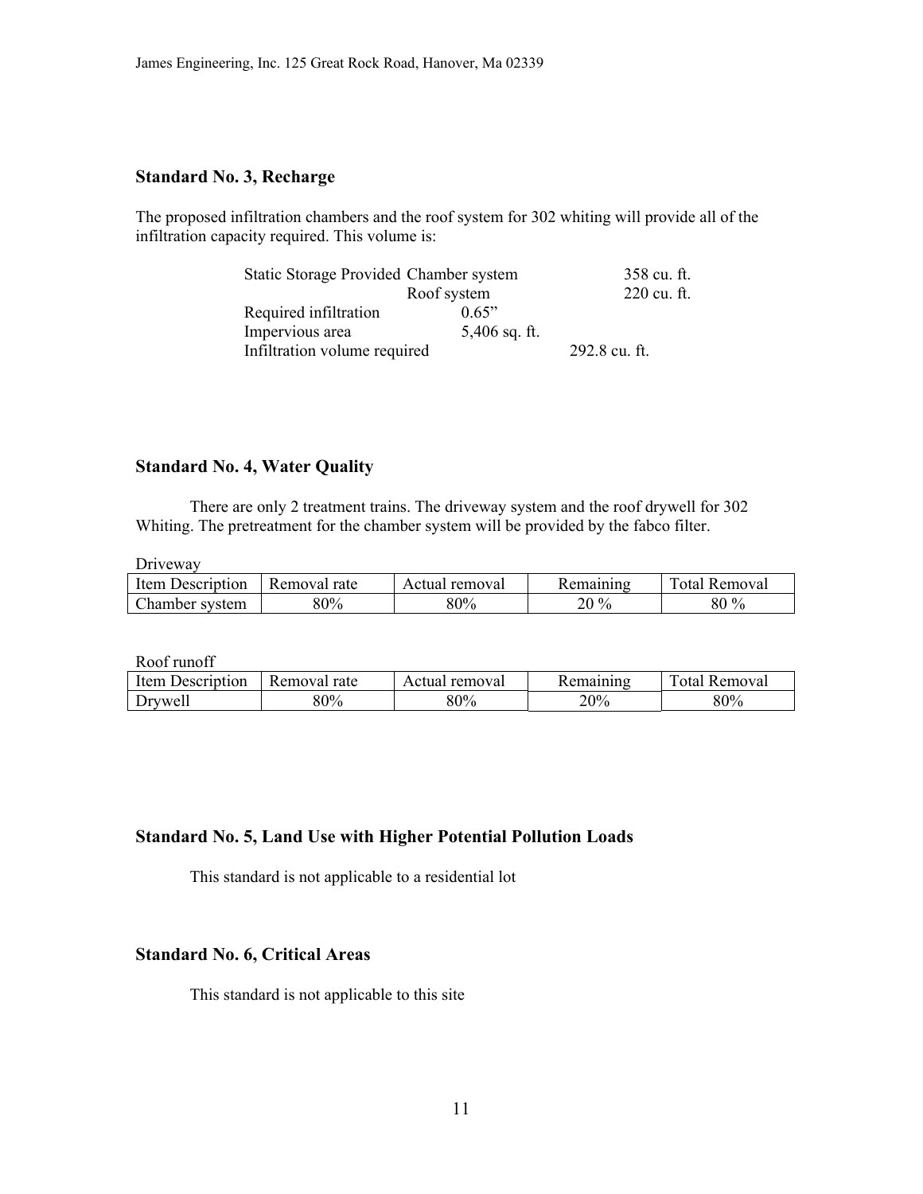### Standard No. 3, Recharge

The proposed infiltration chambers and the roof system for 302 whiting will provide all of the infiltration capacity required. This volume is:

| | | |
|---|---|---|
| Static Storage Provided | Chamber system | 358 cu. ft. |
| | Roof system | 220 cu. ft. |
| Required infiltration | 0.65” | |
| Impervious area | 5,406 sq. ft. | |
| Infiltration volume required | | 292.8 cu. ft. |

### Standard No. 4, Water Quality

There are only 2 treatment trains. The driveway system and the roof drywell for 302 Whiting. The pretreatment for the chamber system will be provided by the fabco filter.

Driveway

| Item Description | Removal rate | Actual removal | Remaining | Total Removal |
|---|---|---|---|---|
| Chamber system | 80% | 80% | 20 % | 80 % |

Roof runoff

| Item Description | Removal rate | Actual removal | Remaining | Total Removal |
|---|---|---|---|---|
| Drywell | 80% | 80% | 20% | 80% |

### Standard No. 5, Land Use with Higher Potential Pollution Loads

This standard is not applicable to a residential lot

### Standard No. 6, Critical Areas

This standard is not applicable to this site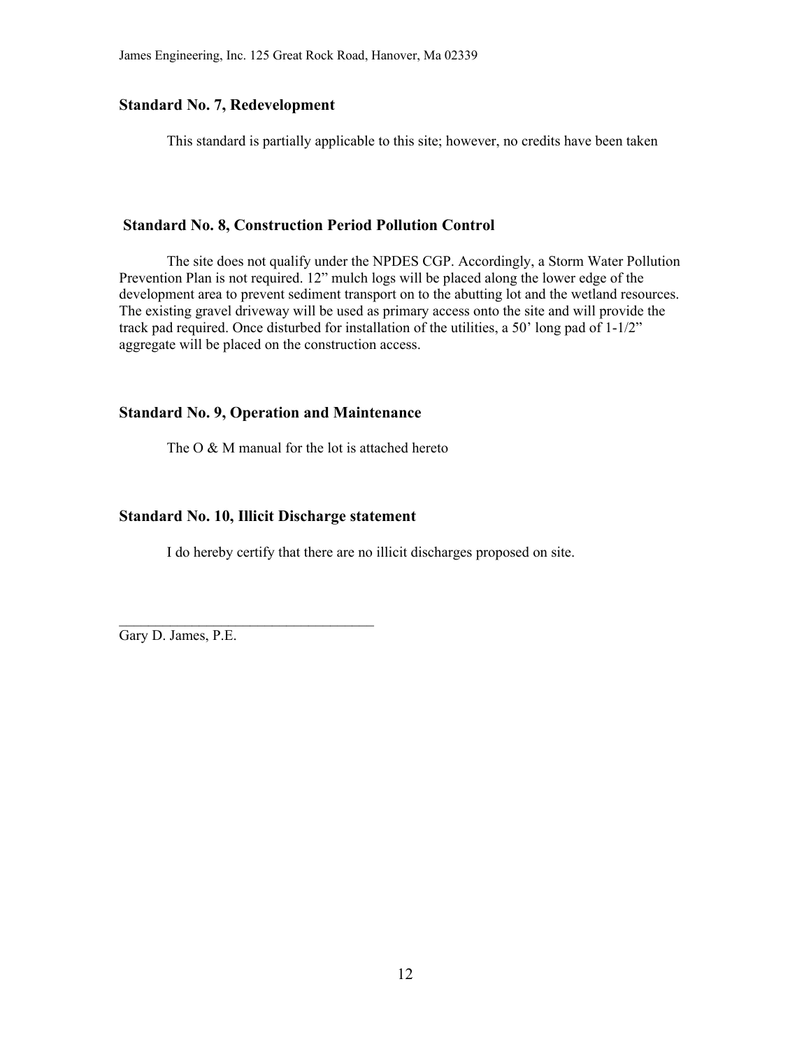### Standard No. 7, Redevelopment

This standard is partially applicable to this site; however, no credits have been taken

### Standard No. 8, Construction Period Pollution Control

The site does not qualify under the NPDES CGP. Accordingly, a Storm Water Pollution Prevention Plan is not required. 12" mulch logs will be placed along the lower edge of the development area to prevent sediment transport on to the abutting lot and the wetland resources. The existing gravel driveway will be used as primary access onto the site and will provide the track pad required. Once disturbed for installation of the utilities, a 50' long pad of 1-1/2" aggregate will be placed on the construction access.

### Standard No. 9, Operation and Maintenance

The O & M manual for the lot is attached hereto

### Standard No. 10, Illicit Discharge statement

I do hereby certify that there are no illicit discharges proposed on site.

___________________________________

Gary D. James, P.E.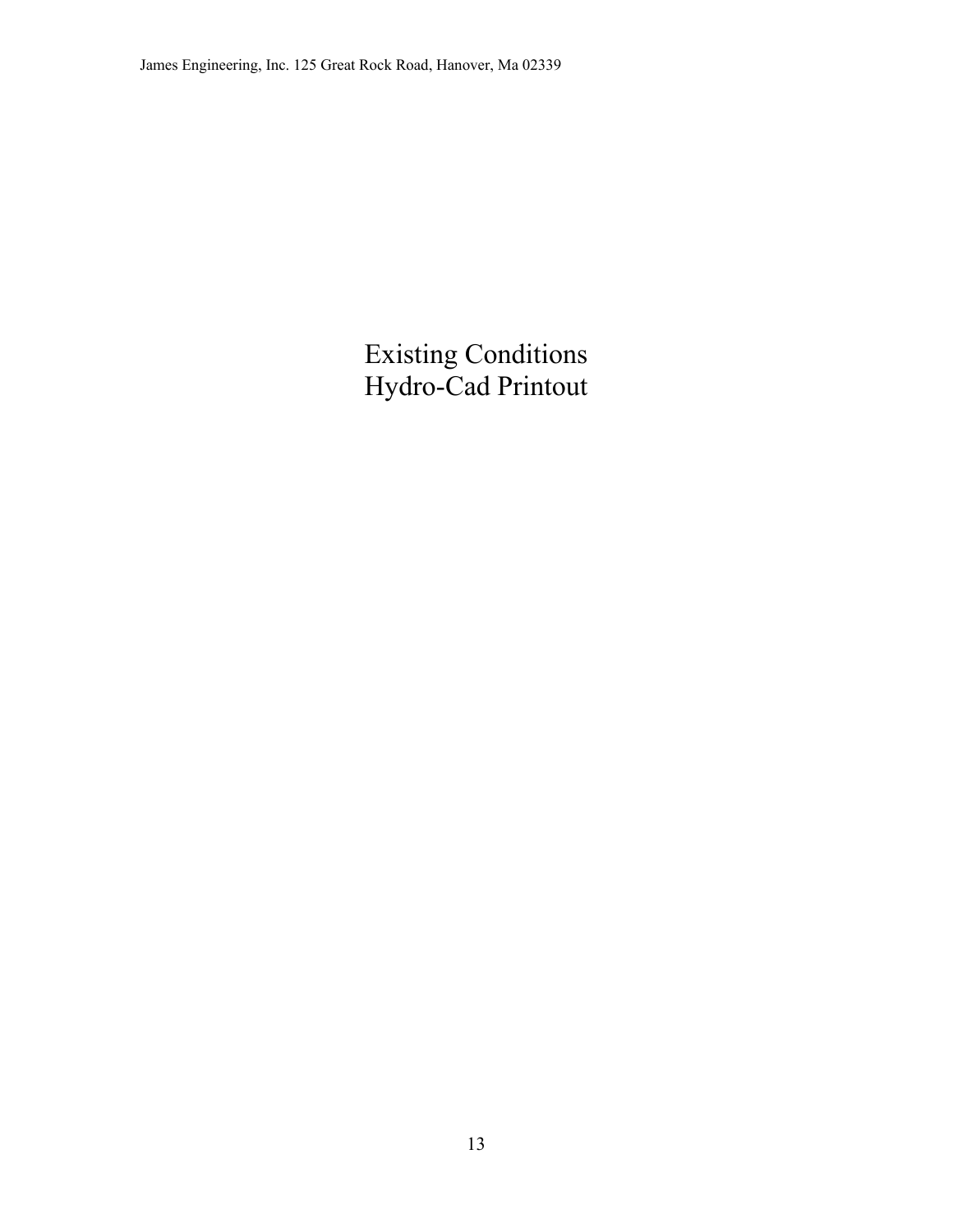# Existing Conditions
# Hydro-Cad Printout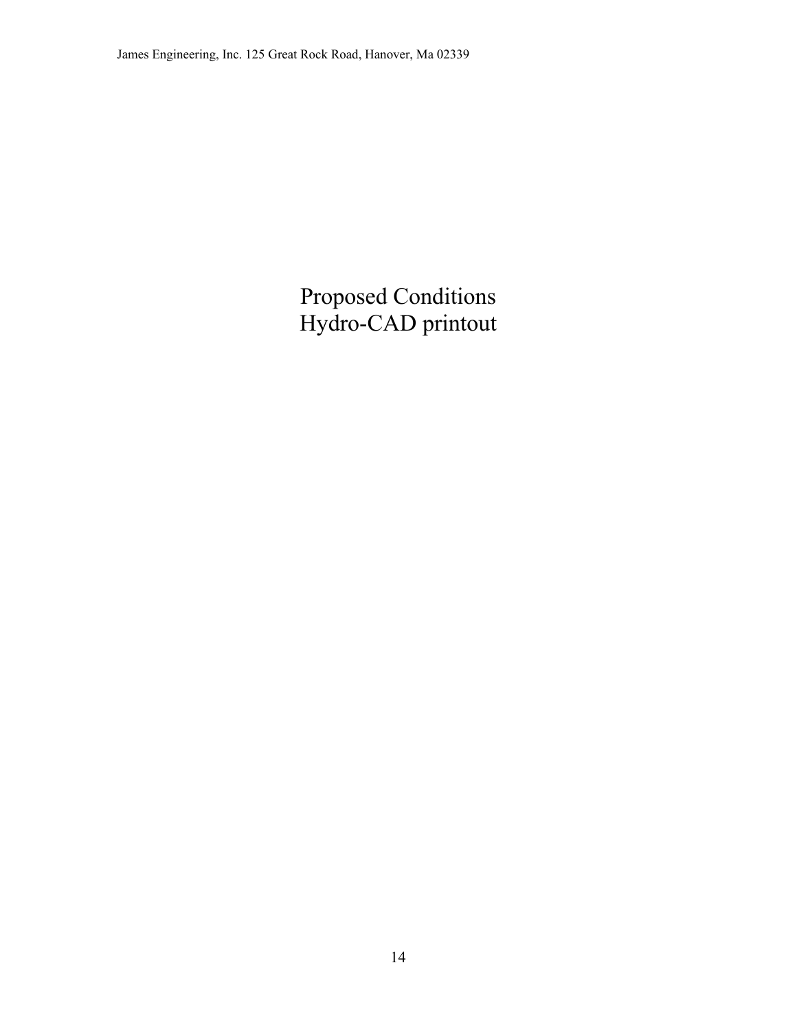# Proposed Conditions
# Hydro-CAD printout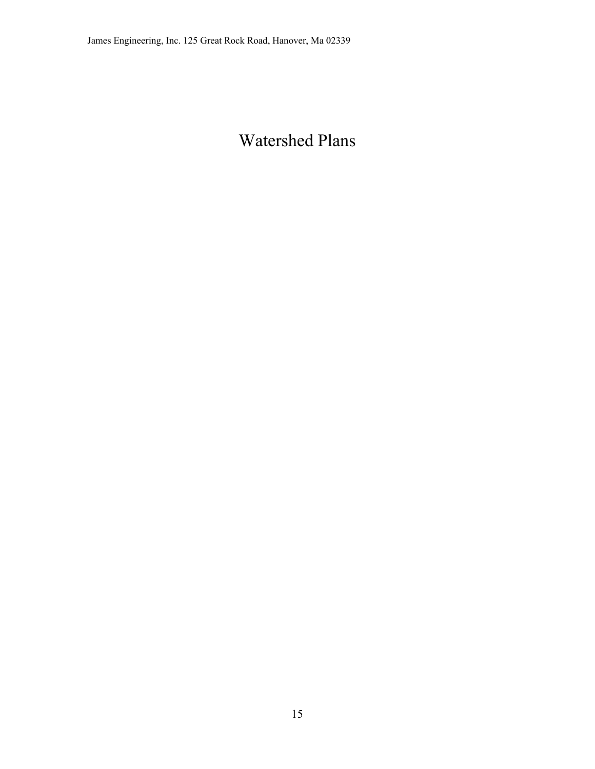# Watershed Plans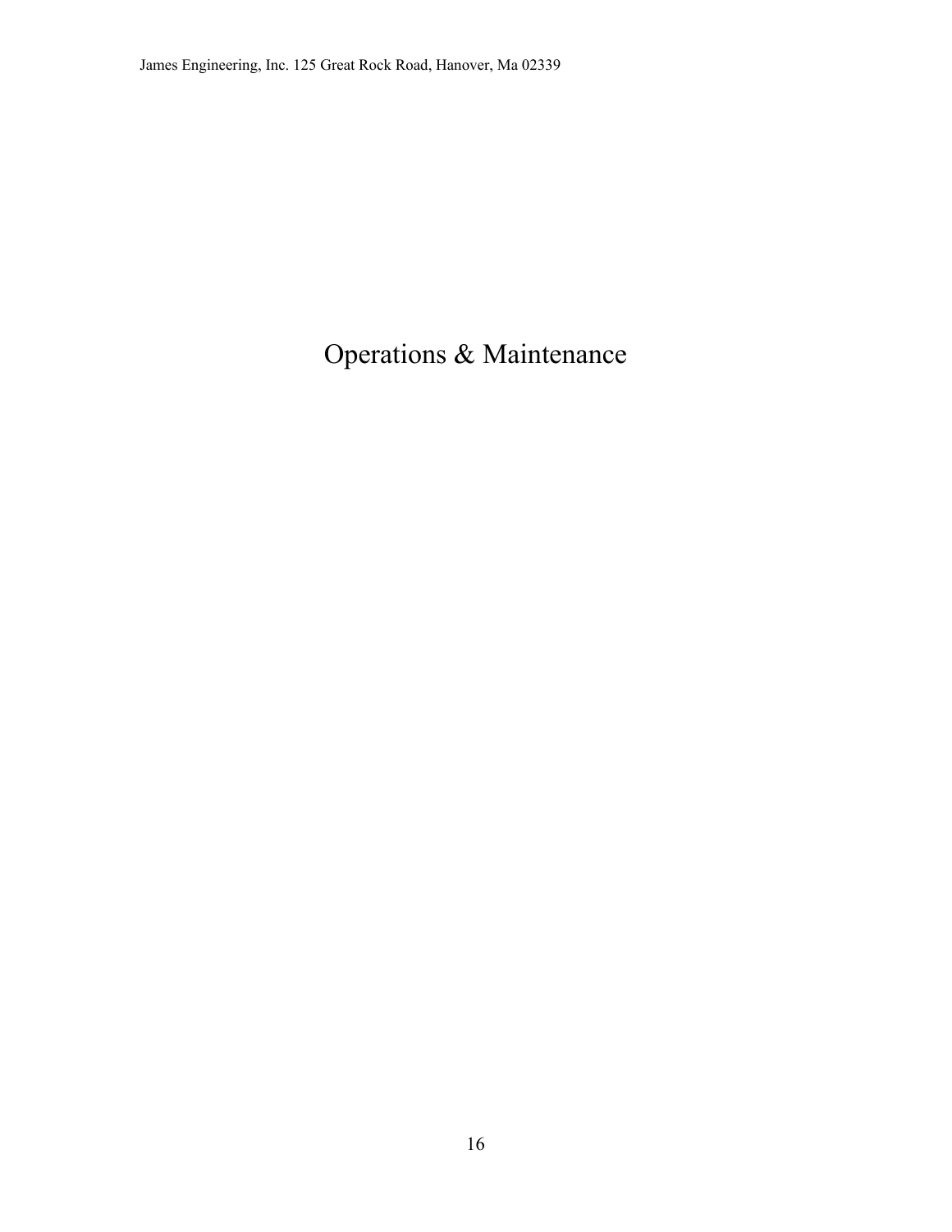# Operations & Maintenance